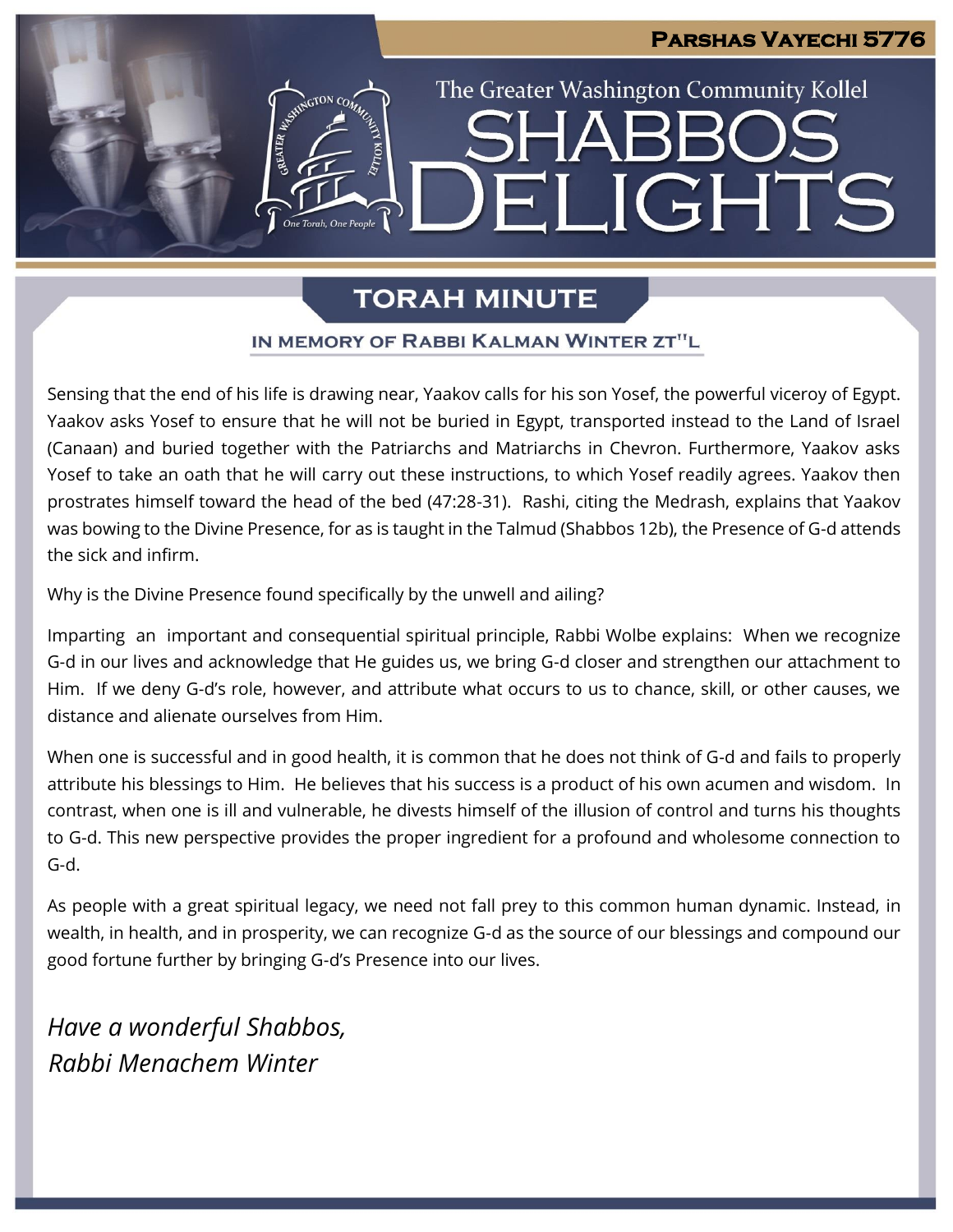# Parshas Vayechi 5776

The Greater Washington Community Kollel

# SHABBOS DELIGHTS

## TORAH MINUTE

### IN MEMORY OF RABBI KALMAN WINTER ZT"L

Sensing that the end of his life is drawing near, Yaakov calls for his son Yosef, the powerful viceroy of Egypt. Yaakov asks Yosef to ensure that he will not be buried in Egypt, transported instead to the Land of Israel (Canaan) and buried together with the Patriarchs and Matriarchs in Chevron. Furthermore, Yaakov asks Yosef to take an oath that he will carry out these instructions, to which Yosef readily agrees. Yaakov then prostrates himself toward the head of the bed (47:28-31). Rashi, citing the Medrash, explains that Yaakov was bowing to the Divine Presence, for as is taught in the Talmud (Shabbos 12b), the Presence of G-d attends the sick and infirm.

Why is the Divine Presence found specifically by the unwell and ailing?

Imparting an important and consequential spiritual principle, Rabbi Wolbe explains: When we recognize G-d in our lives and acknowledge that He guides us, we bring G-d closer and strengthen our attachment to Him. If we deny G-d's role, however, and attribute what occurs to us to chance, skill, or other causes, we distance and alienate ourselves from Him.

When one is successful and in good health, it is common that he does not think of G-d and fails to properly attribute his blessings to Him. He believes that his success is a product of his own acumen and wisdom. In contrast, when one is ill and vulnerable, he divests himself of the illusion of control and turns his thoughts to G-d. This new perspective provides the proper ingredient for a profound and wholesome connection to G-d.

As people with a great spiritual legacy, we need not fall prey to this common human dynamic. Instead, in wealth, in health, and in prosperity, we can recognize G-d as the source of our blessings and compound our good fortune further by bringing G-d's Presence into our lives.

*Have a wonderful Shabbos,*
*Rabbi Menachem Winter*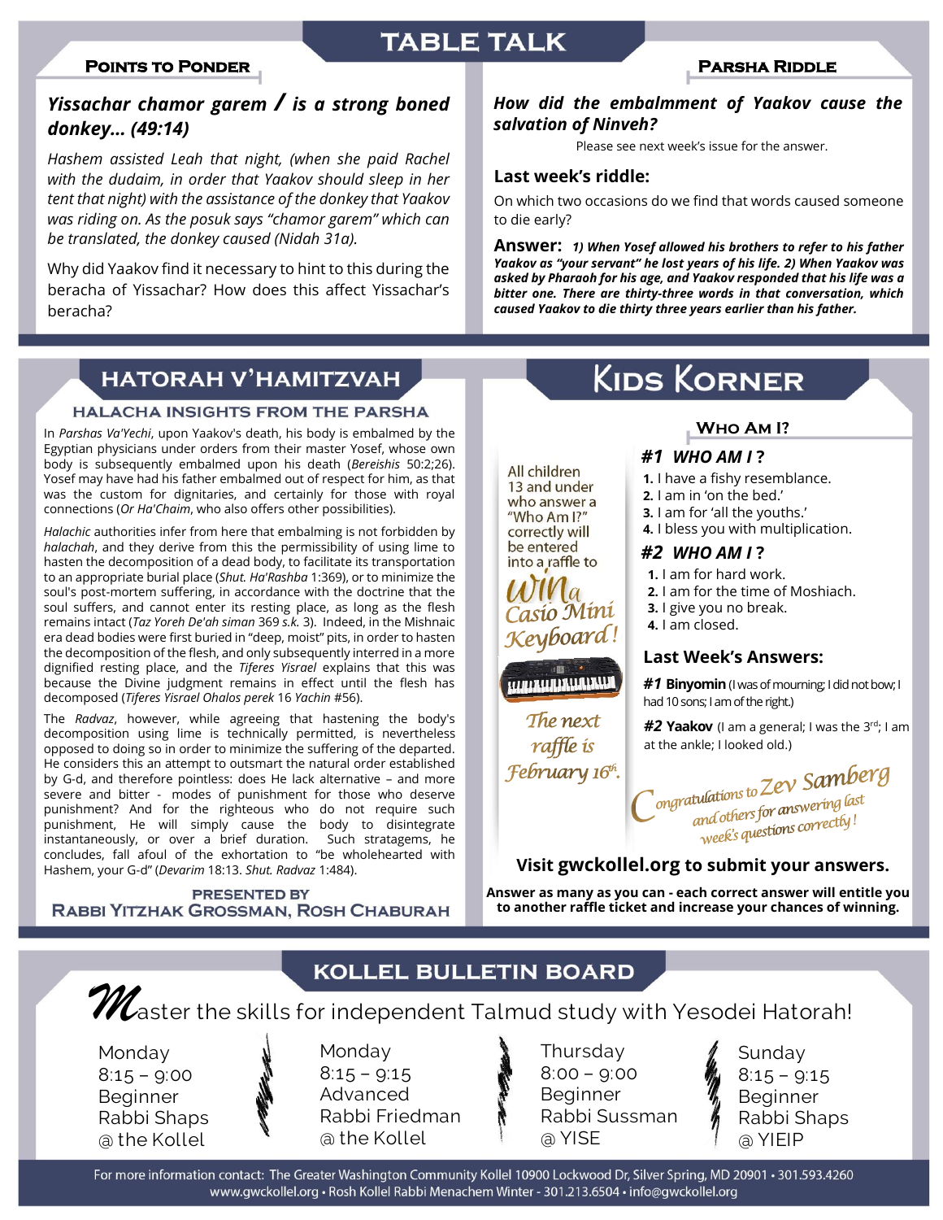# TABLE TALK

## Points to Ponder

### *Yissachar chamor garem / is a strong boned donkey... (49:14)*

*Hashem assisted Leah that night, (when she paid Rachel with the dudaim, in order that Yaakov should sleep in her tent that night) with the assistance of the donkey that Yaakov was riding on. As the posuk says "chamor garem" which can be translated, the donkey caused (Nidah 31a).*

Why did Yaakov find it necessary to hint to this during the beracha of Yissachar? How does this affect Yissachar's beracha?

## Parsha Riddle

### *How did the embalmment of Yaakov cause the salvation of Ninveh?*

Please see next week's issue for the answer.

**Last week's riddle:**

On which two occasions do we find that words caused someone to die early?

**Answer:** ***1) When Yosef allowed his brothers to refer to his father Yaakov as "your servant" he lost years of his life. 2) When Yaakov was asked by Pharaoh for his age, and Yaakov responded that his life was a bitter one. There are thirty-three words in that conversation, which caused Yaakov to die thirty three years earlier than his father.***

# HATORAH V'HAMITZVAH

## Halacha Insights from the Parsha

In *Parshas Va'Yechi*, upon Yaakov's death, his body is embalmed by the Egyptian physicians under orders from their master Yosef, whose own body is subsequently embalmed upon his death (*Bereishis* 50:2;26). Yosef may have had his father embalmed out of respect for him, as that was the custom for dignitaries, and certainly for those with royal connections (*Or Ha'Chaim*, who also offers other possibilities).

*Halachic* authorities infer from here that embalming is not forbidden by *halachah*, and they derive from this the permissibility of using lime to hasten the decomposition of a dead body, to facilitate its transportation to an appropriate burial place (*Shut. Ha'Rashba* 1:369), or to minimize the soul's post-mortem suffering, in accordance with the doctrine that the soul suffers, and cannot enter its resting place, as long as the flesh remains intact (*Taz Yoreh De'ah siman* 369 *s.k.* 3). Indeed, in the Mishnaic era dead bodies were first buried in "deep, moist" pits, in order to hasten the decomposition of the flesh, and only subsequently interred in a more dignified resting place, and the *Tiferes Yisrael* explains that this was because the Divine judgment remains in effect until the flesh has decomposed (*Tiferes Yisrael Ohalos perek* 16 *Yachin* #56).

The *Radvaz*, however, while agreeing that hastening the body's decomposition using lime is technically permitted, is nevertheless opposed to doing so in order to minimize the suffering of the departed. He considers this an attempt to outsmart the natural order established by G-d, and therefore pointless: does He lack alternative – and more severe and bitter - modes of punishment for those who deserve punishment? And for the righteous who do not require such punishment, He will simply cause the body to disintegrate instantaneously, or over a brief duration. Such stratagems, he concludes, fall afoul of the exhortation to "be wholehearted with Hashem, your G-d" (*Devarim* 18:13. *Shut. Radvaz* 1:484).

Presented by
Rabbi Yitzhak Grossman, Rosh Chaburah

# Kids Korner

All children 13 and under who answer a "Who Am I?" correctly will be entered into a raffle to

*Win a Casio Mini Keyboard!*

*The next raffle is February 16th.*

## Who Am I?

### #1 WHO AM I ?

1. I have a fishy resemblance.
2. I am in 'on the bed.'
3. I am for 'all the youths.'
4. I bless you with multiplication.

### #2 WHO AM I ?

1. I am for hard work.
2. I am for the time of Moshiach.
3. I give you no break.
4. I am closed.

### Last Week's Answers:

***#1* Binyomin** (I was of mourning; I did not bow; I had 10 sons; I am of the right.)

***#2* Yaakov** (I am a general; I was the 3rd; I am at the ankle; I looked old.)

*Congratulations to Zev Samberg and others for answering last week's questions correctly!*

**Visit gwckollel.org to submit your answers.**

**Answer as many as you can - each correct answer will entitle you to another raffle ticket and increase your chances of winning.**

# KOLLEL BULLETIN BOARD

Master the skills for independent Talmud study with Yesodei Hatorah!

| | | | |
|---|---|---|---|
| Monday | Monday | Thursday | Sunday |
| 8:15 – 9:00 | 8:15 – 9:15 | 8:00 – 9:00 | 8:15 – 9:15 |
| Beginner | Advanced | Beginner | Beginner |
| Rabbi Shaps | Rabbi Friedman | Rabbi Sussman | Rabbi Shaps |
| @ the Kollel | @ the Kollel | @ YISE | @ YIEIP |

For more information contact: The Greater Washington Community Kollel 10900 Lockwood Dr, Silver Spring, MD 20901 • 301.593.4260
www.gwckollel.org • Rosh Kollel Rabbi Menachem Winter - 301.213.6504 • info@gwckollel.org